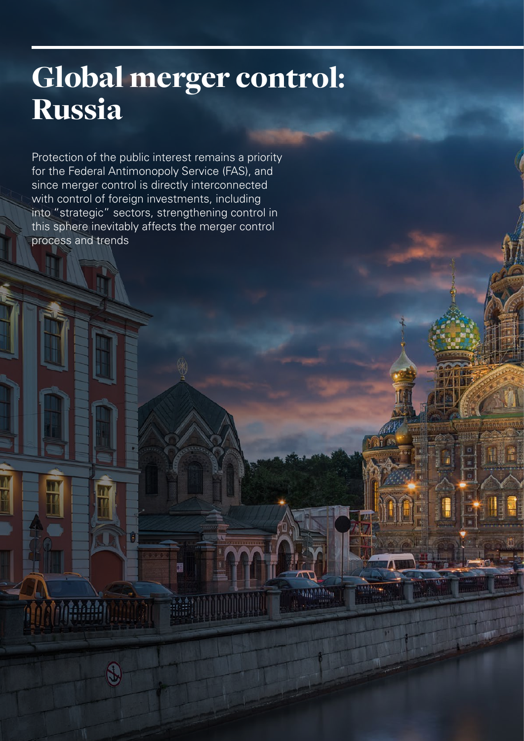# Global merger control: Russia

Protection of the public interest remains a priority for the Federal Antimonopoly Service (FAS), and since merger control is directly interconnected with control of foreign investments, including into "strategic" sectors, strengthening control in this sphere inevitably affects the merger control process and trends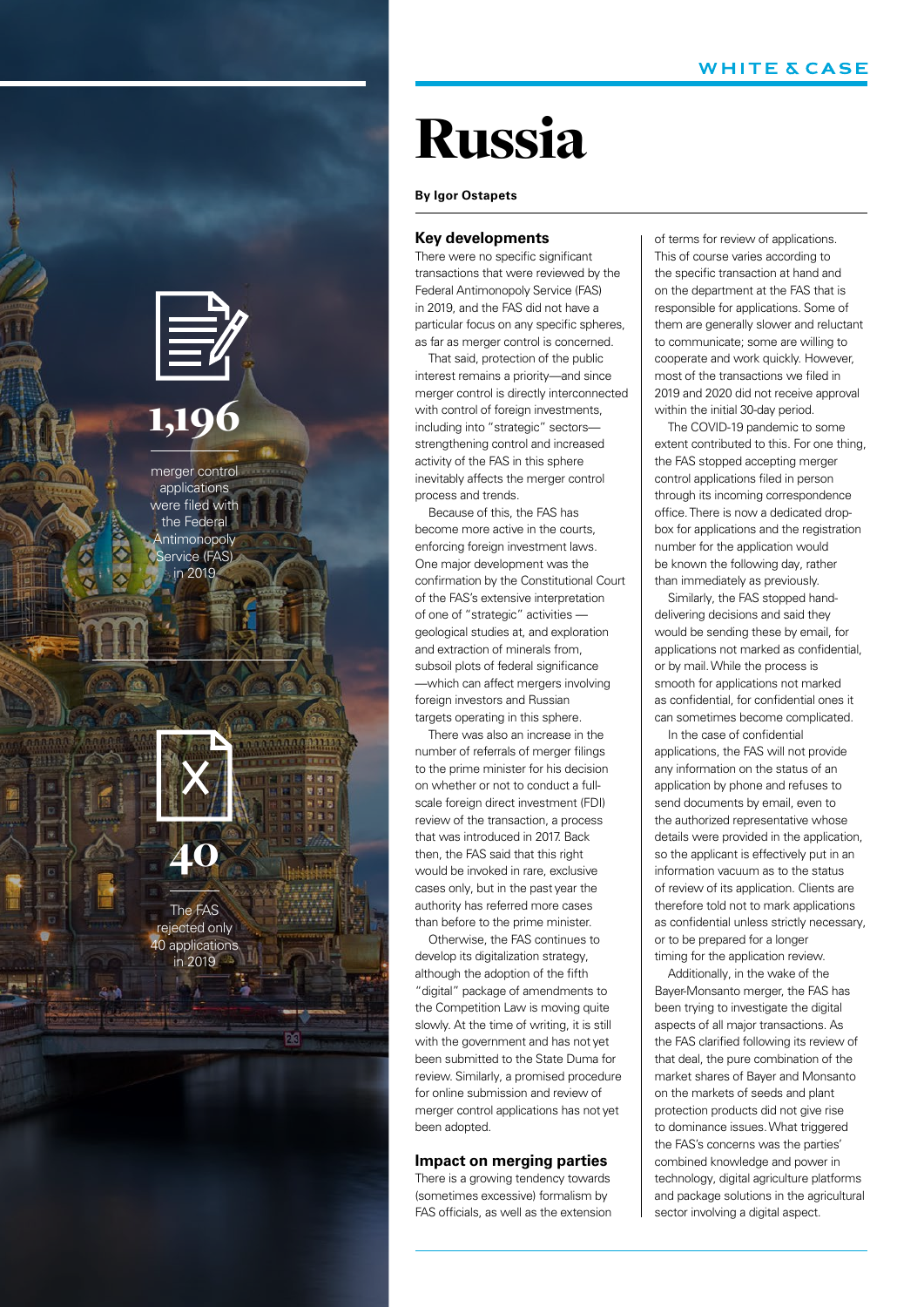# Russia

**By Igor Ostapets**

**1,196**

merger control applications were filed with the Federal Antimonopoly Service (FAS) in 2019

**40**

The FAS rejected only 40 applications in 2019

## Key developments

There were no specific significant transactions that were reviewed by the Federal Antimonopoly Service (FAS) in 2019, and the FAS did not have a particular focus on any specific spheres, as far as merger control is concerned.

That said, protection of the public interest remains a priority—and since merger control is directly interconnected with control of foreign investments, including into "strategic" sectors—strengthening control and increased activity of the FAS in this sphere inevitably affects the merger control process and trends.

Because of this, the FAS has become more active in the courts, enforcing foreign investment laws. One major development was the confirmation by the Constitutional Court of the FAS's extensive interpretation of one of "strategic" activities — geological studies at, and exploration and extraction of minerals from, subsoil plots of federal significance —which can affect mergers involving foreign investors and Russian targets operating in this sphere.

There was also an increase in the number of referrals of merger filings to the prime minister for his decision on whether or not to conduct a full-scale foreign direct investment (FDI) review of the transaction, a process that was introduced in 2017. Back then, the FAS said that this right would be invoked in rare, exclusive cases only, but in the past year the authority has referred more cases than before to the prime minister.

Otherwise, the FAS continues to develop its digitalization strategy, although the adoption of the fifth "digital" package of amendments to the Competition Law is moving quite slowly. At the time of writing, it is still with the government and has not yet been submitted to the State Duma for review. Similarly, a promised procedure for online submission and review of merger control applications has not yet been adopted.

## Impact on merging parties

There is a growing tendency towards (sometimes excessive) formalism by FAS officials, as well as the extension of terms for review of applications. This of course varies according to the specific transaction at hand and on the department at the FAS that is responsible for applications. Some of them are generally slower and reluctant to communicate; some are willing to cooperate and work quickly. However, most of the transactions we filed in 2019 and 2020 did not receive approval within the initial 30-day period.

The COVID-19 pandemic to some extent contributed to this. For one thing, the FAS stopped accepting merger control applications filed in person through its incoming correspondence office. There is now a dedicated drop-box for applications and the registration number for the application would be known the following day, rather than immediately as previously.

Similarly, the FAS stopped hand-delivering decisions and said they would be sending these by email, for applications not marked as confidential, or by mail. While the process is smooth for applications not marked as confidential, for confidential ones it can sometimes become complicated.

In the case of confidential applications, the FAS will not provide any information on the status of an application by phone and refuses to send documents by email, even to the authorized representative whose details were provided in the application, so the applicant is effectively put in an information vacuum as to the status of review of its application. Clients are therefore told not to mark applications as confidential unless strictly necessary, or to be prepared for a longer timing for the application review.

Additionally, in the wake of the Bayer-Monsanto merger, the FAS has been trying to investigate the digital aspects of all major transactions. As the FAS clarified following its review of that deal, the pure combination of the market shares of Bayer and Monsanto on the markets of seeds and plant protection products did not give rise to dominance issues. What triggered the FAS's concerns was the parties' combined knowledge and power in technology, digital agriculture platforms and package solutions in the agricultural sector involving a digital aspect.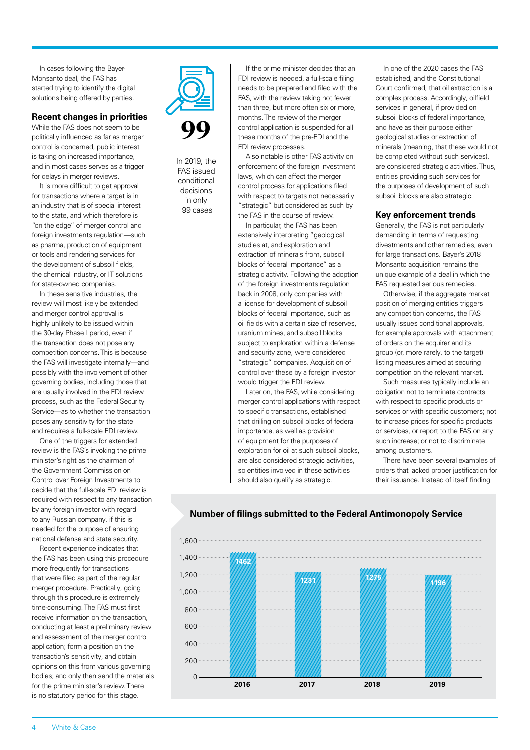In cases following the Bayer-Monsanto deal, the FAS has started trying to identify the digital solutions being offered by parties.

## Recent changes in priorities

While the FAS does not seem to be politically influenced as far as merger control is concerned, public interest is taking on increased importance, and in most cases serves as a trigger for delays in merger reviews.

It is more difficult to get approval for transactions where a target is in an industry that is of special interest to the state, and which therefore is "on the edge" of merger control and foreign investments regulation—such as pharma, production of equipment or tools and rendering services for the development of subsoil fields, the chemical industry, or IT solutions for state-owned companies.

In these sensitive industries, the review will most likely be extended and merger control approval is highly unlikely to be issued within the 30-day Phase I period, even if the transaction does not pose any competition concerns. This is because the FAS will investigate internally—and possibly with the involvement of other governing bodies, including those that are usually involved in the FDI review process, such as the Federal Security Service—as to whether the transaction poses any sensitivity for the state and requires a full-scale FDI review.

One of the triggers for extended review is the FAS's invoking the prime minister's right as the chairman of the Government Commission on Control over Foreign Investments to decide that the full-scale FDI review is required with respect to any transaction by any foreign investor with regard to any Russian company, if this is needed for the purpose of ensuring national defense and state security.

Recent experience indicates that the FAS has been using this procedure more frequently for transactions that were filed as part of the regular merger procedure. Practically, going through this procedure is extremely time-consuming. The FAS must first receive information on the transaction, conducting at least a preliminary review and assessment of the merger control application; form a position on the transaction's sensitivity, and obtain opinions on this from various governing bodies; and only then send the materials for the prime minister's review. There is no statutory period for this stage.

**99**

In 2019, the FAS issued conditional decisions in only 99 cases

If the prime minister decides that an FDI review is needed, a full-scale filing needs to be prepared and filed with the FAS, with the review taking not fewer than three, but more often six or more, months. The review of the merger control application is suspended for all these months of the pre-FDI and the FDI review processes.

Also notable is other FAS activity on enforcement of the foreign investment laws, which can affect the merger control process for applications filed with respect to targets not necessarily "strategic" but considered as such by the FAS in the course of review.

In particular, the FAS has been extensively interpreting "geological studies at, and exploration and extraction of minerals from, subsoil blocks of federal importance" as a strategic activity. Following the adoption of the foreign investments regulation back in 2008, only companies with a license for development of subsoil blocks of federal importance, such as oil fields with a certain size of reserves, uranium mines, and subsoil blocks subject to exploration within a defense and security zone, were considered "strategic" companies. Acquisition of control over these by a foreign investor would trigger the FDI review.

Later on, the FAS, while considering merger control applications with respect to specific transactions, established that drilling on subsoil blocks of federal importance, as well as provision of equipment for the purposes of exploration for oil at such subsoil blocks, are also considered strategic activities, so entities involved in these activities should also qualify as strategic.

In one of the 2020 cases the FAS established, and the Constitutional Court confirmed, that oil extraction is a complex process. Accordingly, oilfield services in general, if provided on subsoil blocks of federal importance, and have as their purpose either geological studies or extraction of minerals (meaning, that these would not be completed without such services), are considered strategic activities. Thus, entities providing such services for the purposes of development of such subsoil blocks are also strategic.

## Key enforcement trends

Generally, the FAS is not particularly demanding in terms of requesting divestments and other remedies, even for large transactions. Bayer's 2018 Monsanto acquisition remains the unique example of a deal in which the FAS requested serious remedies.

Otherwise, if the aggregate market position of merging entities triggers any competition concerns, the FAS usually issues conditional approvals, for example approvals with attachment of orders on the acquirer and its group (or, more rarely, to the target) listing measures aimed at securing competition on the relevant market.

Such measures typically include an obligation not to terminate contracts with respect to specific products or services or with specific customers; not to increase prices for specific products or services, or report to the FAS on any such increase; or not to discriminate among customers.

There have been several examples of orders that lacked proper justification for their issuance. Instead of itself finding

**Number of filings submitted to the Federal Antimonopoly Service**

| Year | Filings |
|---|---|
| 2016 | 1462 |
| 2017 | 1231 |
| 2018 | 1275 |
| 2019 | 1196 |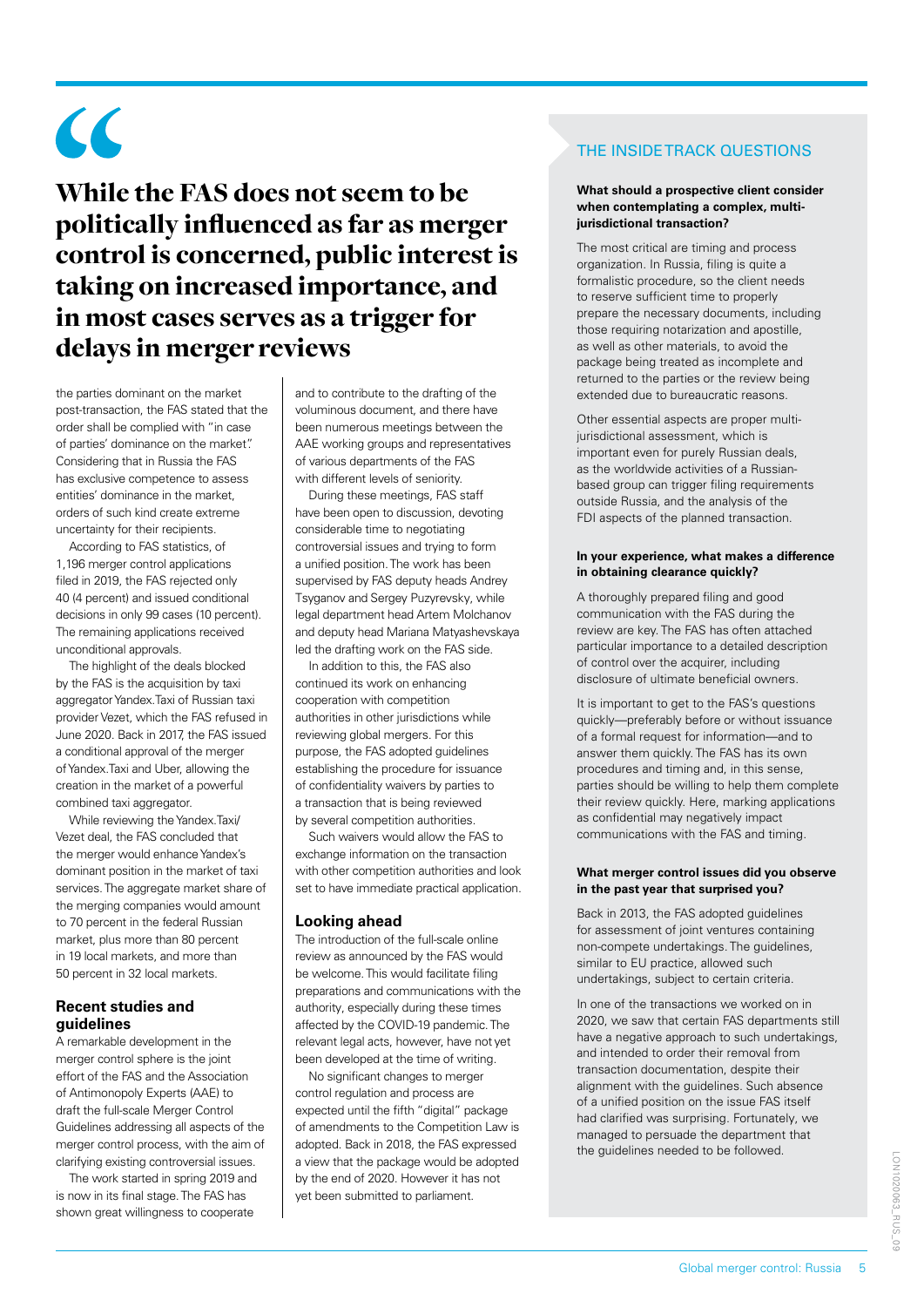> **While the FAS does not seem to be politically influenced as far as merger control is concerned, public interest is taking on increased importance, and in most cases serves as a trigger for delays in merger reviews**

the parties dominant on the market post-transaction, the FAS stated that the order shall be complied with "in case of parties' dominance on the market". Considering that in Russia the FAS has exclusive competence to assess entities' dominance in the market, orders of such kind create extreme uncertainty for their recipients.

According to FAS statistics, of 1,196 merger control applications filed in 2019, the FAS rejected only 40 (4 percent) and issued conditional decisions in only 99 cases (10 percent). The remaining applications received unconditional approvals.

The highlight of the deals blocked by the FAS is the acquisition by taxi aggregator Yandex.Taxi of Russian taxi provider Vezet, which the FAS refused in June 2020. Back in 2017, the FAS issued a conditional approval of the merger of Yandex.Taxi and Uber, allowing the creation in the market of a powerful combined taxi aggregator.

While reviewing the Yandex.Taxi/Vezet deal, the FAS concluded that the merger would enhance Yandex's dominant position in the market of taxi services. The aggregate market share of the merging companies would amount to 70 percent in the federal Russian market, plus more than 80 percent in 19 local markets, and more than 50 percent in 32 local markets.

### Recent studies and guidelines

A remarkable development in the merger control sphere is the joint effort of the FAS and the Association of Antimonopoly Experts (AAE) to draft the full-scale Merger Control Guidelines addressing all aspects of the merger control process, with the aim of clarifying existing controversial issues.

The work started in spring 2019 and is now in its final stage. The FAS has shown great willingness to cooperate and to contribute to the drafting of the voluminous document, and there have been numerous meetings between the AAE working groups and representatives of various departments of the FAS with different levels of seniority.

During these meetings, FAS staff have been open to discussion, devoting considerable time to negotiating controversial issues and trying to form a unified position. The work has been supervised by FAS deputy heads Andrey Tsyganov and Sergey Puzyrevsky, while legal department head Artem Molchanov and deputy head Mariana Matyashevskaya led the drafting work on the FAS side.

In addition to this, the FAS also continued its work on enhancing cooperation with competition authorities in other jurisdictions while reviewing global mergers. For this purpose, the FAS adopted guidelines establishing the procedure for issuance of confidentiality waivers by parties to a transaction that is being reviewed by several competition authorities.

Such waivers would allow the FAS to exchange information on the transaction with other competition authorities and look set to have immediate practical application.

### Looking ahead

The introduction of the full-scale online review as announced by the FAS would be welcome. This would facilitate filing preparations and communications with the authority, especially during these times affected by the COVID-19 pandemic. The relevant legal acts, however, have not yet been developed at the time of writing.

No significant changes to merger control regulation and process are expected until the fifth "digital" package of amendments to the Competition Law is adopted. Back in 2018, the FAS expressed a view that the package would be adopted by the end of 2020. However it has not yet been submitted to parliament.

## THE INSIDE TRACK QUESTIONS

**What should a prospective client consider when contemplating a complex, multi-jurisdictional transaction?**

The most critical are timing and process organization. In Russia, filing is quite a formalistic procedure, so the client needs to reserve sufficient time to properly prepare the necessary documents, including those requiring notarization and apostille, as well as other materials, to avoid the package being treated as incomplete and returned to the parties or the review being extended due to bureaucratic reasons.

Other essential aspects are proper multi-jurisdictional assessment, which is important even for purely Russian deals, as the worldwide activities of a Russian-based group can trigger filing requirements outside Russia, and the analysis of the FDI aspects of the planned transaction.

**In your experience, what makes a difference in obtaining clearance quickly?**

A thoroughly prepared filing and good communication with the FAS during the review are key. The FAS has often attached particular importance to a detailed description of control over the acquirer, including disclosure of ultimate beneficial owners.

It is important to get to the FAS's questions quickly—preferably before or without issuance of a formal request for information—and to answer them quickly. The FAS has its own procedures and timing and, in this sense, parties should be willing to help them complete their review quickly. Here, marking applications as confidential may negatively impact communications with the FAS and timing.

**What merger control issues did you observe in the past year that surprised you?**

Back in 2013, the FAS adopted guidelines for assessment of joint ventures containing non-compete undertakings. The guidelines, similar to EU practice, allowed such undertakings, subject to certain criteria.

In one of the transactions we worked on in 2020, we saw that certain FAS departments still have a negative approach to such undertakings, and intended to order their removal from transaction documentation, despite their alignment with the guidelines. Such absence of a unified position on the issue FAS itself had clarified was surprising. Fortunately, we managed to persuade the department that the guidelines needed to be followed.